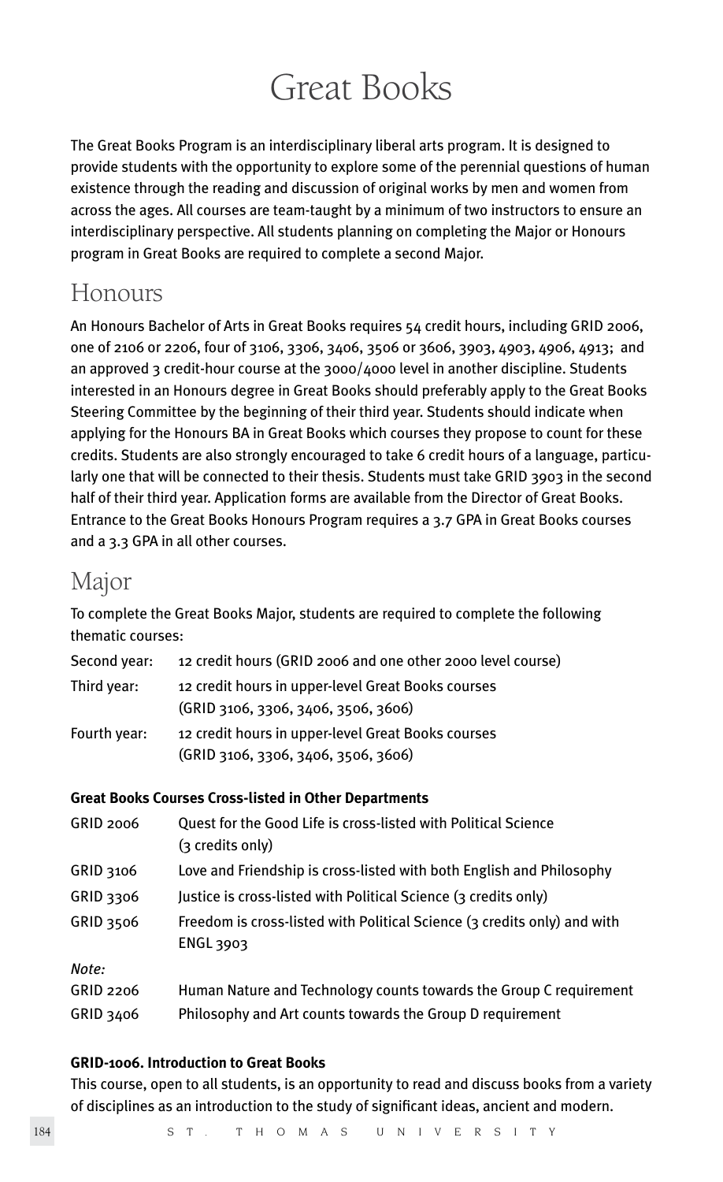# Great Books

The Great Books Program is an interdisciplinary liberal arts program. It is designed to provide students with the opportunity to explore some of the perennial questions of human existence through the reading and discussion of original works by men and women from across the ages. All courses are team-taught by a minimum of two instructors to ensure an interdisciplinary perspective. All students planning on completing the Major or Honours program in Great Books are required to complete a second Major.

## Honours

An Honours Bachelor of Arts in Great Books requires 54 credit hours, including GRID 2006, one of 2106 or 2206, four of 3106, 3306, 3406, 3506 or 3606, 3903, 4903, 4906, 4913; and an approved 3 credit-hour course at the 3000/4000 level in another discipline. Students interested in an Honours degree in Great Books should preferably apply to the Great Books Steering Committee by the beginning of their third year. Students should indicate when applying for the Honours BA in Great Books which courses they propose to count for these credits. Students are also strongly encouraged to take 6 credit hours of a language, particularly one that will be connected to their thesis. Students must take GRID 3903 in the second half of their third year. Application forms are available from the Director of Great Books. Entrance to the Great Books Honours Program requires a 3.7 GPA in Great Books courses and a 3.3 GPA in all other courses.

## Major

To complete the Great Books Major, students are required to complete the following thematic courses:

| | |
|---|---|
| Second year: | 12 credit hours (GRID 2006 and one other 2000 level course) |
| Third year: | 12 credit hours in upper-level Great Books courses (GRID 3106, 3306, 3406, 3506, 3606) |
| Fourth year: | 12 credit hours in upper-level Great Books courses (GRID 3106, 3306, 3406, 3506, 3606) |

**Great Books Courses Cross-listed in Other Departments**

| | |
|---|---|
| GRID 2006 | Quest for the Good Life is cross-listed with Political Science (3 credits only) |
| GRID 3106 | Love and Friendship is cross-listed with both English and Philosophy |
| GRID 3306 | Justice is cross-listed with Political Science (3 credits only) |
| GRID 3506 | Freedom is cross-listed with Political Science (3 credits only) and with ENGL 3903 |

*Note:*

| | |
|---|---|
| GRID 2206 | Human Nature and Technology counts towards the Group C requirement |
| GRID 3406 | Philosophy and Art counts towards the Group D requirement |

**GRID-1006. Introduction to Great Books**

This course, open to all students, is an opportunity to read and discuss books from a variety of disciplines as an introduction to the study of significant ideas, ancient and modern.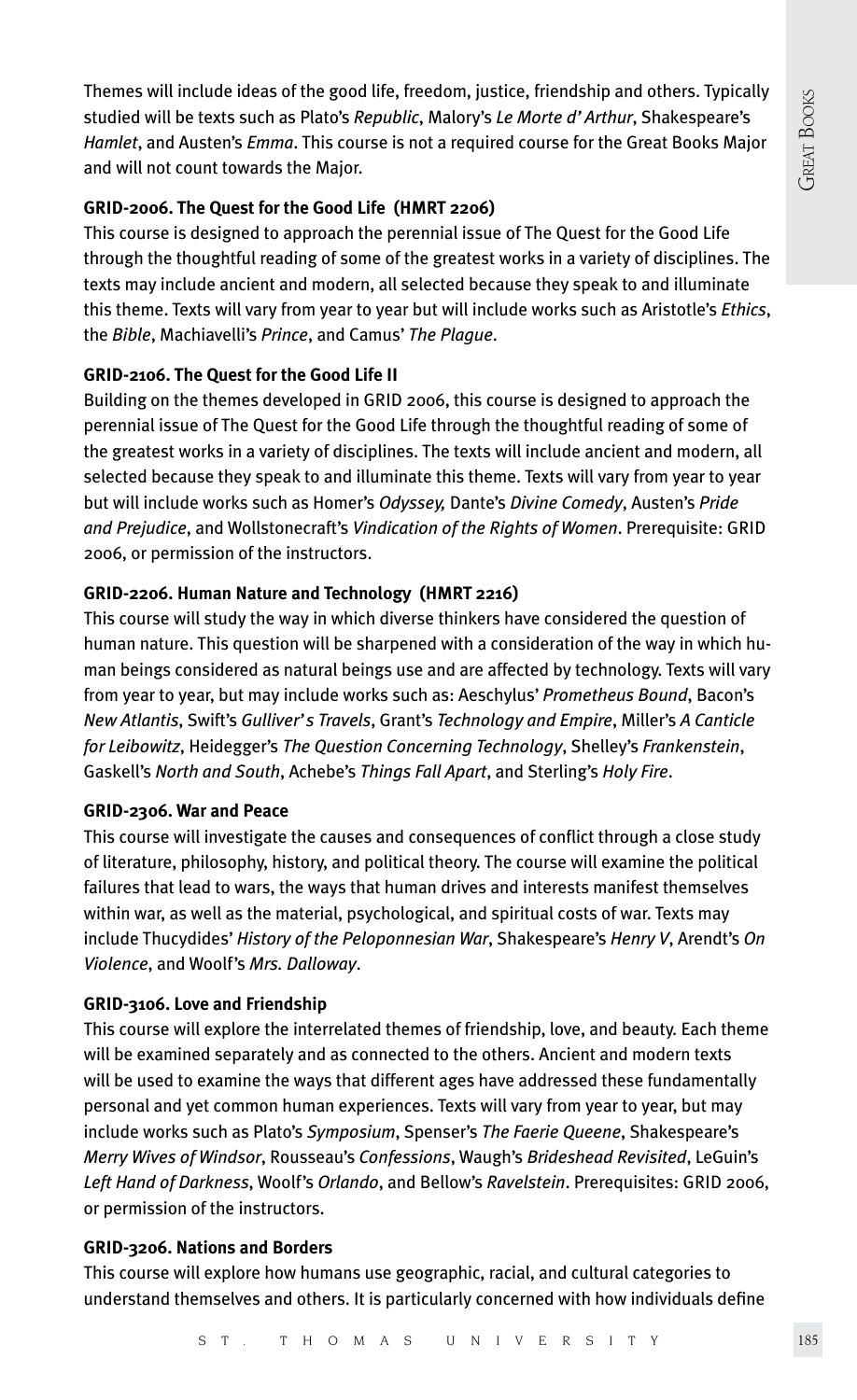Themes will include ideas of the good life, freedom, justice, friendship and others. Typically studied will be texts such as Plato's *Republic*, Malory's *Le Morte d' Arthur*, Shakespeare's *Hamlet*, and Austen's *Emma*. This course is not a required course for the Great Books Major and will not count towards the Major.

**GRID-2006. The Quest for the Good Life (HMRT 2206)**

This course is designed to approach the perennial issue of The Quest for the Good Life through the thoughtful reading of some of the greatest works in a variety of disciplines. The texts may include ancient and modern, all selected because they speak to and illuminate this theme. Texts will vary from year to year but will include works such as Aristotle's *Ethics*, the *Bible*, Machiavelli's *Prince*, and Camus' *The Plague*.

**GRID-2106. The Quest for the Good Life II**

Building on the themes developed in GRID 2006, this course is designed to approach the perennial issue of The Quest for the Good Life through the thoughtful reading of some of the greatest works in a variety of disciplines. The texts will include ancient and modern, all selected because they speak to and illuminate this theme. Texts will vary from year to year but will include works such as Homer's *Odyssey,* Dante's *Divine Comedy*, Austen's *Pride and Prejudice*, and Wollstonecraft's *Vindication of the Rights of Women*. Prerequisite: GRID 2006, or permission of the instructors.

**GRID-2206. Human Nature and Technology (HMRT 2216)**

This course will study the way in which diverse thinkers have considered the question of human nature. This question will be sharpened with a consideration of the way in which human beings considered as natural beings use and are affected by technology. Texts will vary from year to year, but may include works such as: Aeschylus' *Prometheus Bound*, Bacon's *New Atlantis*, Swift's *Gulliver's Travels*, Grant's *Technology and Empire*, Miller's *A Canticle for Leibowitz*, Heidegger's *The Question Concerning Technology*, Shelley's *Frankenstein*, Gaskell's *North and South*, Achebe's *Things Fall Apart*, and Sterling's *Holy Fire*.

**GRID-2306. War and Peace**

This course will investigate the causes and consequences of conflict through a close study of literature, philosophy, history, and political theory. The course will examine the political failures that lead to wars, the ways that human drives and interests manifest themselves within war, as well as the material, psychological, and spiritual costs of war. Texts may include Thucydides' *History of the Peloponnesian War*, Shakespeare's *Henry V*, Arendt's *On Violence*, and Woolf's *Mrs. Dalloway*.

**GRID-3106. Love and Friendship**

This course will explore the interrelated themes of friendship, love, and beauty. Each theme will be examined separately and as connected to the others. Ancient and modern texts will be used to examine the ways that different ages have addressed these fundamentally personal and yet common human experiences. Texts will vary from year to year, but may include works such as Plato's *Symposium*, Spenser's *The Faerie Queene*, Shakespeare's *Merry Wives of Windsor*, Rousseau's *Confessions*, Waugh's *Brideshead Revisited*, LeGuin's *Left Hand of Darkness*, Woolf's *Orlando*, and Bellow's *Ravelstein*. Prerequisites: GRID 2006, or permission of the instructors.

**GRID-3206. Nations and Borders**

This course will explore how humans use geographic, racial, and cultural categories to understand themselves and others. It is particularly concerned with how individuals define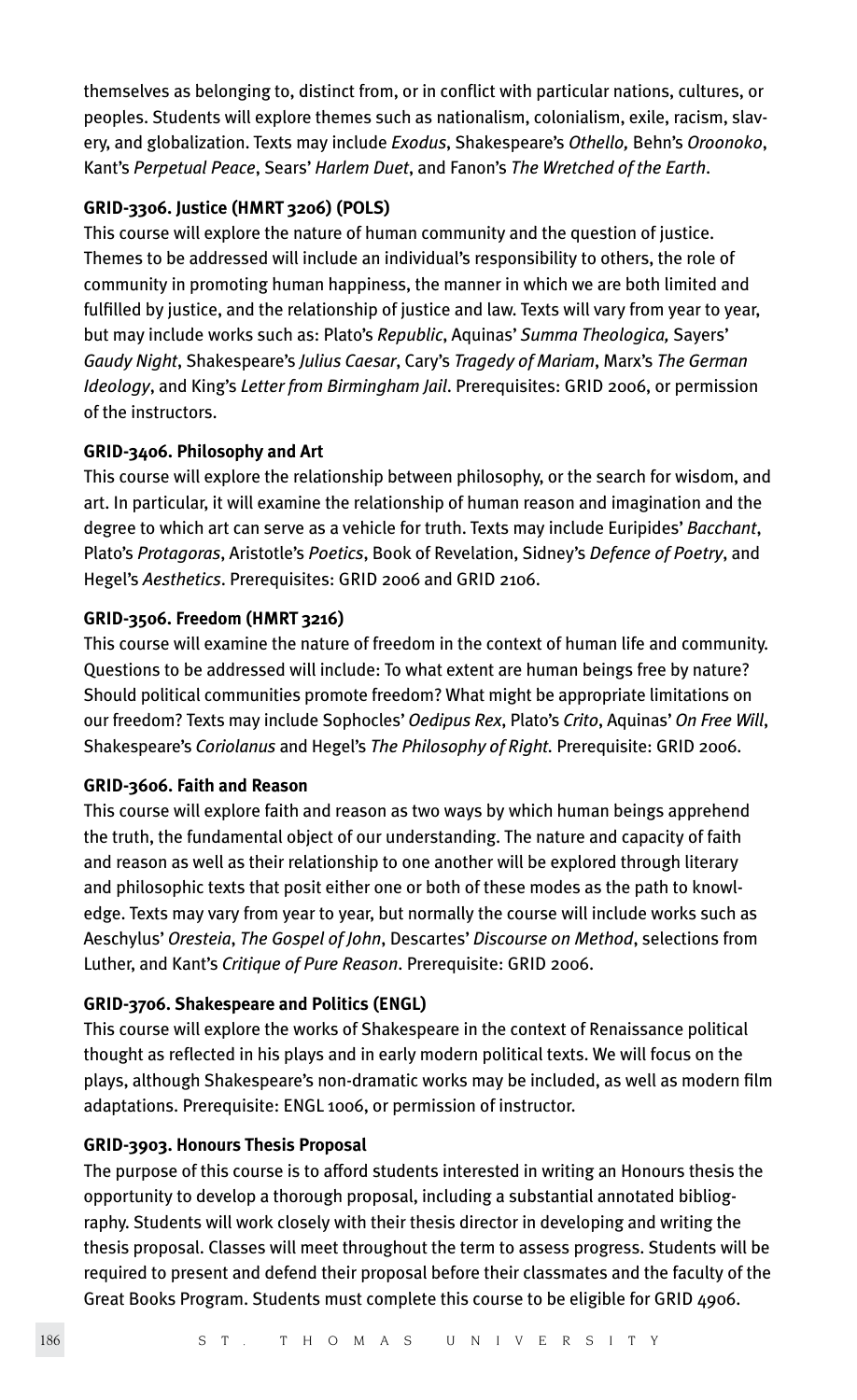themselves as belonging to, distinct from, or in conflict with particular nations, cultures, or peoples. Students will explore themes such as nationalism, colonialism, exile, racism, slavery, and globalization. Texts may include *Exodus*, Shakespeare's *Othello,* Behn's *Oroonoko*, Kant's *Perpetual Peace*, Sears' *Harlem Duet*, and Fanon's *The Wretched of the Earth*.

**GRID-3306. Justice (HMRT 3206) (POLS)**

This course will explore the nature of human community and the question of justice. Themes to be addressed will include an individual's responsibility to others, the role of community in promoting human happiness, the manner in which we are both limited and fulfilled by justice, and the relationship of justice and law. Texts will vary from year to year, but may include works such as: Plato's *Republic*, Aquinas' *Summa Theologica,* Sayers' *Gaudy Night*, Shakespeare's *Julius Caesar*, Cary's *Tragedy of Mariam*, Marx's *The German Ideology*, and King's *Letter from Birmingham Jail*. Prerequisites: GRID 2006, or permission of the instructors.

**GRID-3406. Philosophy and Art**

This course will explore the relationship between philosophy, or the search for wisdom, and art. In particular, it will examine the relationship of human reason and imagination and the degree to which art can serve as a vehicle for truth. Texts may include Euripides' *Bacchant*, Plato's *Protagoras*, Aristotle's *Poetics*, Book of Revelation, Sidney's *Defence of Poetry*, and Hegel's *Aesthetics*. Prerequisites: GRID 2006 and GRID 2106.

**GRID-3506. Freedom (HMRT 3216)**

This course will examine the nature of freedom in the context of human life and community. Questions to be addressed will include: To what extent are human beings free by nature? Should political communities promote freedom? What might be appropriate limitations on our freedom? Texts may include Sophocles' *Oedipus Rex*, Plato's *Crito*, Aquinas' *On Free Will*, Shakespeare's *Coriolanus* and Hegel's *The Philosophy of Right.* Prerequisite: GRID 2006.

**GRID-3606. Faith and Reason**

This course will explore faith and reason as two ways by which human beings apprehend the truth, the fundamental object of our understanding. The nature and capacity of faith and reason as well as their relationship to one another will be explored through literary and philosophic texts that posit either one or both of these modes as the path to knowledge. Texts may vary from year to year, but normally the course will include works such as Aeschylus' *Oresteia*, *The Gospel of John*, Descartes' *Discourse on Method*, selections from Luther, and Kant's *Critique of Pure Reason*. Prerequisite: GRID 2006.

**GRID-3706. Shakespeare and Politics (ENGL)**

This course will explore the works of Shakespeare in the context of Renaissance political thought as reflected in his plays and in early modern political texts. We will focus on the plays, although Shakespeare's non-dramatic works may be included, as well as modern film adaptations. Prerequisite: ENGL 1006, or permission of instructor.

**GRID-3903. Honours Thesis Proposal**

The purpose of this course is to afford students interested in writing an Honours thesis the opportunity to develop a thorough proposal, including a substantial annotated bibliography. Students will work closely with their thesis director in developing and writing the thesis proposal. Classes will meet throughout the term to assess progress. Students will be required to present and defend their proposal before their classmates and the faculty of the Great Books Program. Students must complete this course to be eligible for GRID 4906.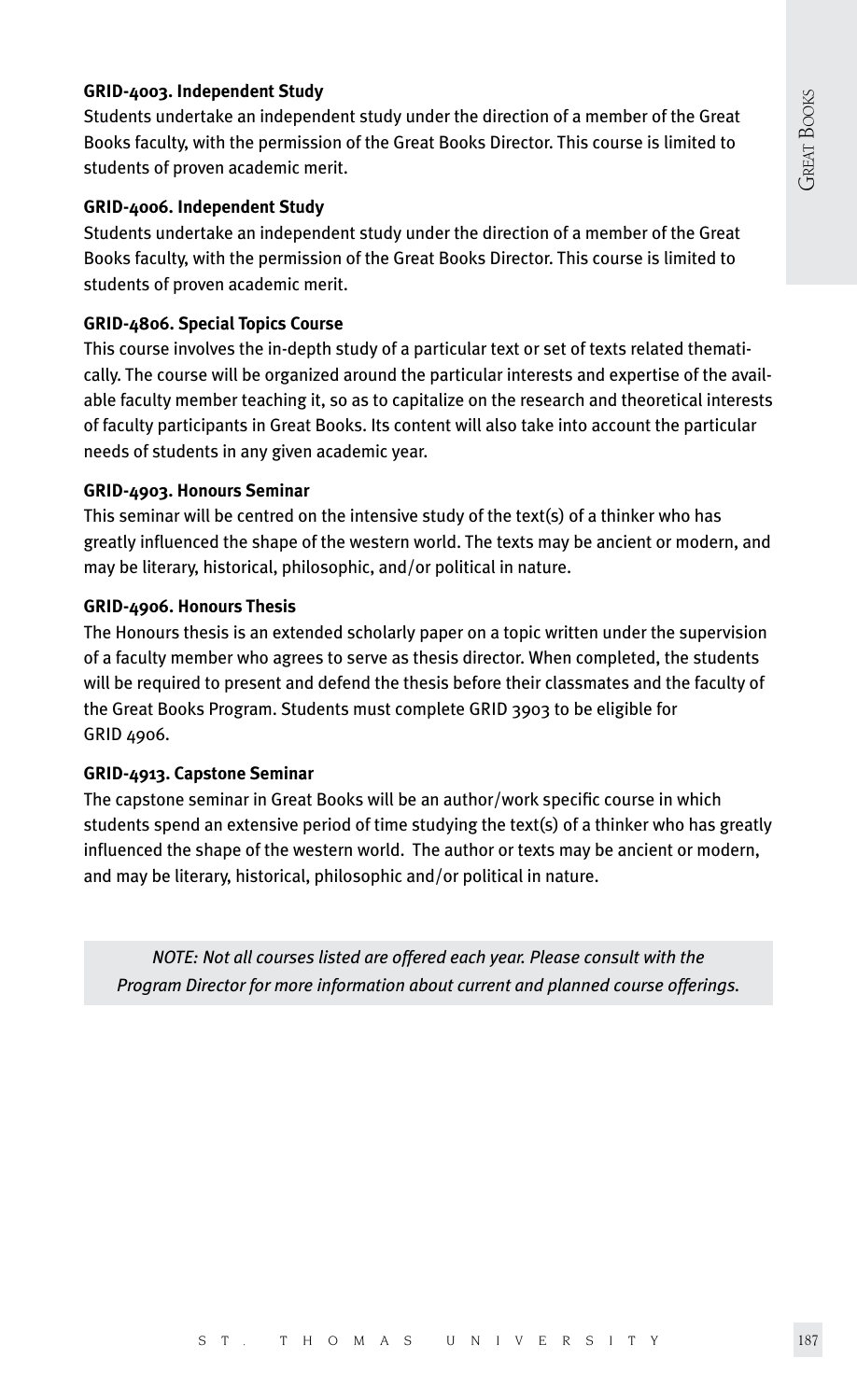**GRID-4003. Independent Study**

Students undertake an independent study under the direction of a member of the Great Books faculty, with the permission of the Great Books Director. This course is limited to students of proven academic merit.

**GRID-4006. Independent Study**

Students undertake an independent study under the direction of a member of the Great Books faculty, with the permission of the Great Books Director. This course is limited to students of proven academic merit.

**GRID-4806. Special Topics Course**

This course involves the in-depth study of a particular text or set of texts related thematically. The course will be organized around the particular interests and expertise of the available faculty member teaching it, so as to capitalize on the research and theoretical interests of faculty participants in Great Books. Its content will also take into account the particular needs of students in any given academic year.

**GRID-4903. Honours Seminar**

This seminar will be centred on the intensive study of the text(s) of a thinker who has greatly influenced the shape of the western world. The texts may be ancient or modern, and may be literary, historical, philosophic, and/or political in nature.

**GRID-4906. Honours Thesis**

The Honours thesis is an extended scholarly paper on a topic written under the supervision of a faculty member who agrees to serve as thesis director. When completed, the students will be required to present and defend the thesis before their classmates and the faculty of the Great Books Program. Students must complete GRID 3903 to be eligible for GRID 4906.

**GRID-4913. Capstone Seminar**

The capstone seminar in Great Books will be an author/work specific course in which students spend an extensive period of time studying the text(s) of a thinker who has greatly influenced the shape of the western world. The author or texts may be ancient or modern, and may be literary, historical, philosophic and/or political in nature.

*NOTE: Not all courses listed are offered each year. Please consult with the Program Director for more information about current and planned course offerings.*